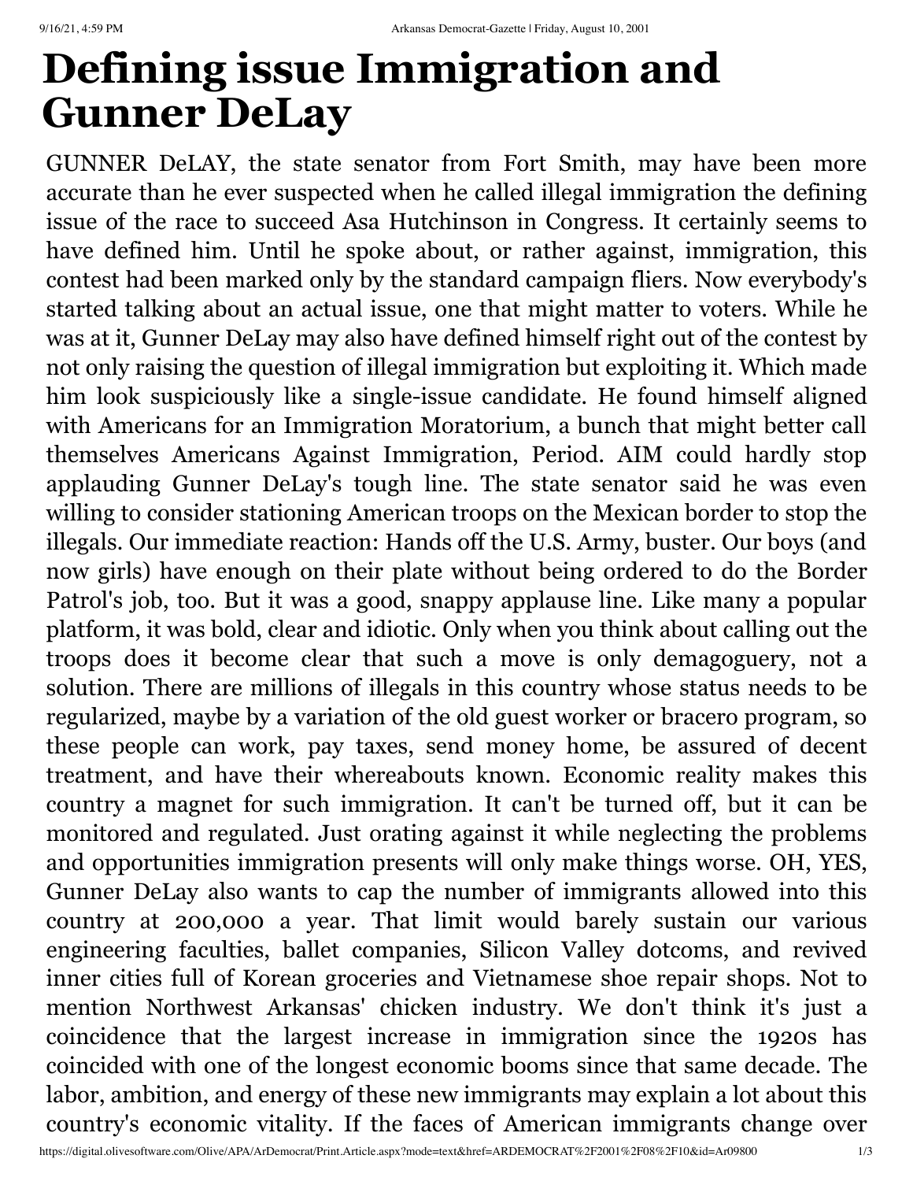# Defining issue Immigration and Gunner DeLay

GUNNER DeLAY, the state senator from Fort Smith, may have been more accurate than he ever suspected when he called illegal immigration the defining issue of the race to succeed Asa Hutchinson in Congress. It certainly seems to have defined him. Until he spoke about, or rather against, immigration, this contest had been marked only by the standard campaign fliers. Now everybody's started talking about an actual issue, one that might matter to voters. While he was at it, Gunner DeLay may also have defined himself right out of the contest by not only raising the question of illegal immigration but exploiting it. Which made him look suspiciously like a single-issue candidate. He found himself aligned with Americans for an Immigration Moratorium, a bunch that might better call themselves Americans Against Immigration, Period. AIM could hardly stop applauding Gunner DeLay's tough line. The state senator said he was even willing to consider stationing American troops on the Mexican border to stop the illegals. Our immediate reaction: Hands off the U.S. Army, buster. Our boys (and now girls) have enough on their plate without being ordered to do the Border Patrol's job, too. But it was a good, snappy applause line. Like many a popular platform, it was bold, clear and idiotic. Only when you think about calling out the troops does it become clear that such a move is only demagoguery, not a solution. There are millions of illegals in this country whose status needs to be regularized, maybe by a variation of the old guest worker or bracero program, so these people can work, pay taxes, send money home, be assured of decent treatment, and have their whereabouts known. Economic reality makes this country a magnet for such immigration. It can't be turned off, but it can be monitored and regulated. Just orating against it while neglecting the problems and opportunities immigration presents will only make things worse. OH, YES, Gunner DeLay also wants to cap the number of immigrants allowed into this country at 200,000 a year. That limit would barely sustain our various engineering faculties, ballet companies, Silicon Valley dotcoms, and revived inner cities full of Korean groceries and Vietnamese shoe repair shops. Not to mention Northwest Arkansas' chicken industry. We don't think it's just a coincidence that the largest increase in immigration since the 1920s has coincided with one of the longest economic booms since that same decade. The labor, ambition, and energy of these new immigrants may explain a lot about this country's economic vitality. If the faces of American immigrants change over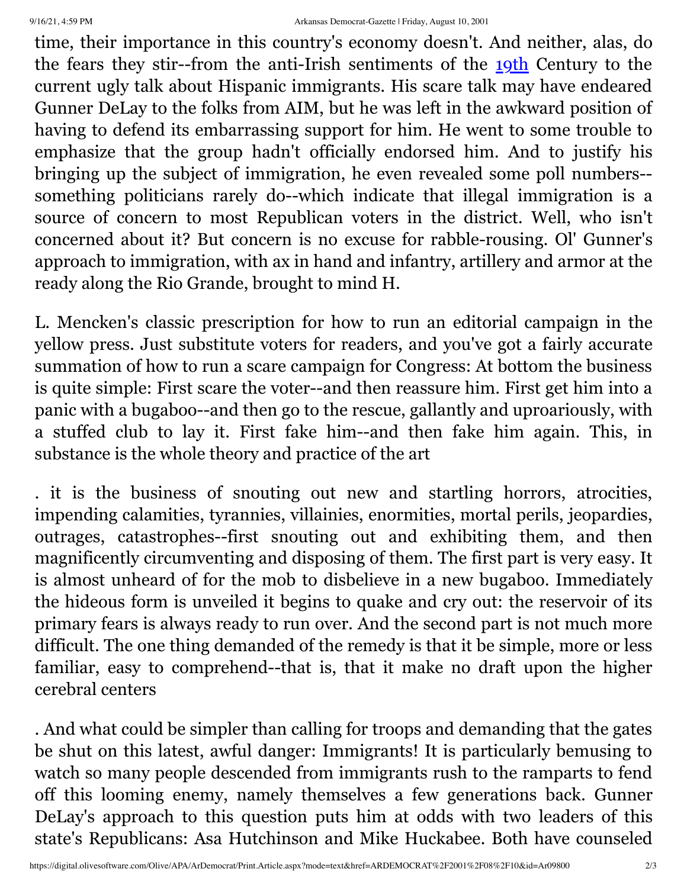time, their importance in this country's economy doesn't. And neither, alas, do the fears they stir--from the anti-Irish sentiments of the 19th Century to the current ugly talk about Hispanic immigrants. His scare talk may have endeared Gunner DeLay to the folks from AIM, but he was left in the awkward position of having to defend its embarrassing support for him. He went to some trouble to emphasize that the group hadn't officially endorsed him. And to justify his bringing up the subject of immigration, he even revealed some poll numbers--something politicians rarely do--which indicate that illegal immigration is a source of concern to most Republican voters in the district. Well, who isn't concerned about it? But concern is no excuse for rabble-rousing. Ol' Gunner's approach to immigration, with ax in hand and infantry, artillery and armor at the ready along the Rio Grande, brought to mind H.

L. Mencken's classic prescription for how to run an editorial campaign in the yellow press. Just substitute voters for readers, and you've got a fairly accurate summation of how to run a scare campaign for Congress: At bottom the business is quite simple: First scare the voter--and then reassure him. First get him into a panic with a bugaboo--and then go to the rescue, gallantly and uproariously, with a stuffed club to lay it. First fake him--and then fake him again. This, in substance is the whole theory and practice of the art

. it is the business of snouting out new and startling horrors, atrocities, impending calamities, tyrannies, villainies, enormities, mortal perils, jeopardies, outrages, catastrophes--first snouting out and exhibiting them, and then magnificently circumventing and disposing of them. The first part is very easy. It is almost unheard of for the mob to disbelieve in a new bugaboo. Immediately the hideous form is unveiled it begins to quake and cry out: the reservoir of its primary fears is always ready to run over. And the second part is not much more difficult. The one thing demanded of the remedy is that it be simple, more or less familiar, easy to comprehend--that is, that it make no draft upon the higher cerebral centers

. And what could be simpler than calling for troops and demanding that the gates be shut on this latest, awful danger: Immigrants! It is particularly bemusing to watch so many people descended from immigrants rush to the ramparts to fend off this looming enemy, namely themselves a few generations back. Gunner DeLay's approach to this question puts him at odds with two leaders of this state's Republicans: Asa Hutchinson and Mike Huckabee. Both have counseled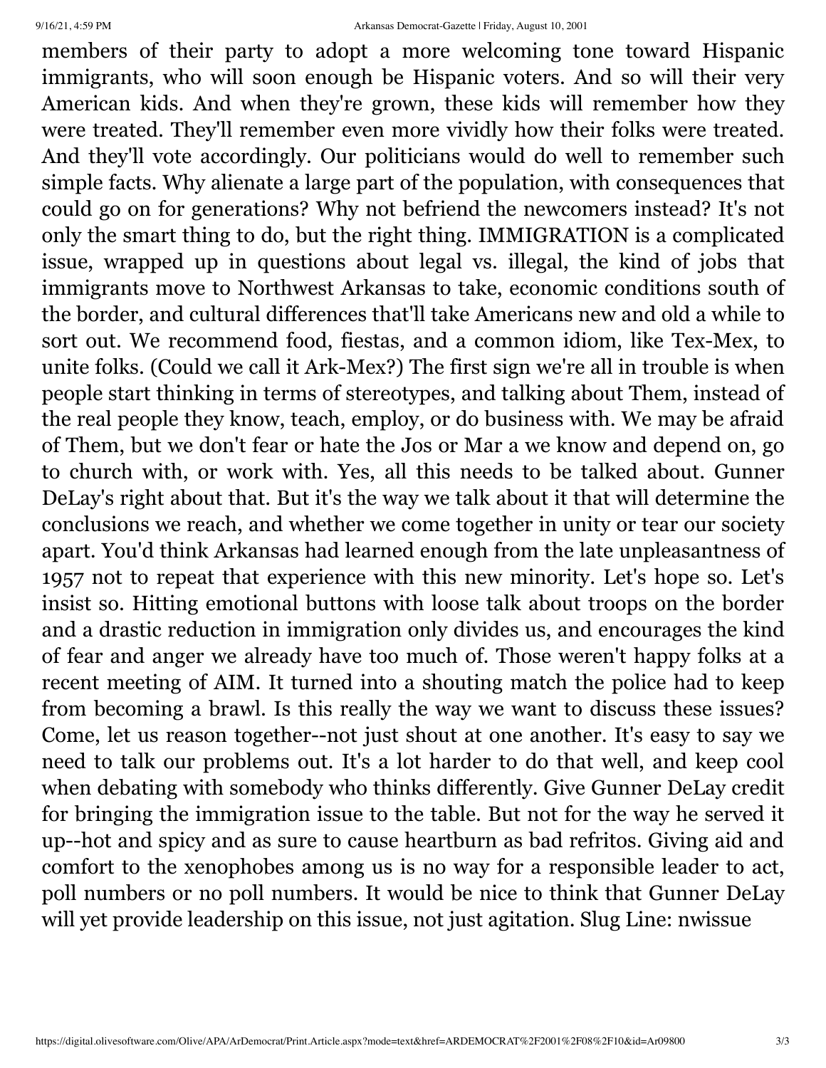members of their party to adopt a more welcoming tone toward Hispanic immigrants, who will soon enough be Hispanic voters. And so will their very American kids. And when they're grown, these kids will remember how they were treated. They'll remember even more vividly how their folks were treated. And they'll vote accordingly. Our politicians would do well to remember such simple facts. Why alienate a large part of the population, with consequences that could go on for generations? Why not befriend the newcomers instead? It's not only the smart thing to do, but the right thing. IMMIGRATION is a complicated issue, wrapped up in questions about legal vs. illegal, the kind of jobs that immigrants move to Northwest Arkansas to take, economic conditions south of the border, and cultural differences that'll take Americans new and old a while to sort out. We recommend food, fiestas, and a common idiom, like Tex-Mex, to unite folks. (Could we call it Ark-Mex?) The first sign we're all in trouble is when people start thinking in terms of stereotypes, and talking about Them, instead of the real people they know, teach, employ, or do business with. We may be afraid of Them, but we don't fear or hate the Jos or Mar a we know and depend on, go to church with, or work with. Yes, all this needs to be talked about. Gunner DeLay's right about that. But it's the way we talk about it that will determine the conclusions we reach, and whether we come together in unity or tear our society apart. You'd think Arkansas had learned enough from the late unpleasantness of 1957 not to repeat that experience with this new minority. Let's hope so. Let's insist so. Hitting emotional buttons with loose talk about troops on the border and a drastic reduction in immigration only divides us, and encourages the kind of fear and anger we already have too much of. Those weren't happy folks at a recent meeting of AIM. It turned into a shouting match the police had to keep from becoming a brawl. Is this really the way we want to discuss these issues? Come, let us reason together--not just shout at one another. It's easy to say we need to talk our problems out. It's a lot harder to do that well, and keep cool when debating with somebody who thinks differently. Give Gunner DeLay credit for bringing the immigration issue to the table. But not for the way he served it up--hot and spicy and as sure to cause heartburn as bad refritos. Giving aid and comfort to the xenophobes among us is no way for a responsible leader to act, poll numbers or no poll numbers. It would be nice to think that Gunner DeLay will yet provide leadership on this issue, not just agitation. Slug Line: nwissue